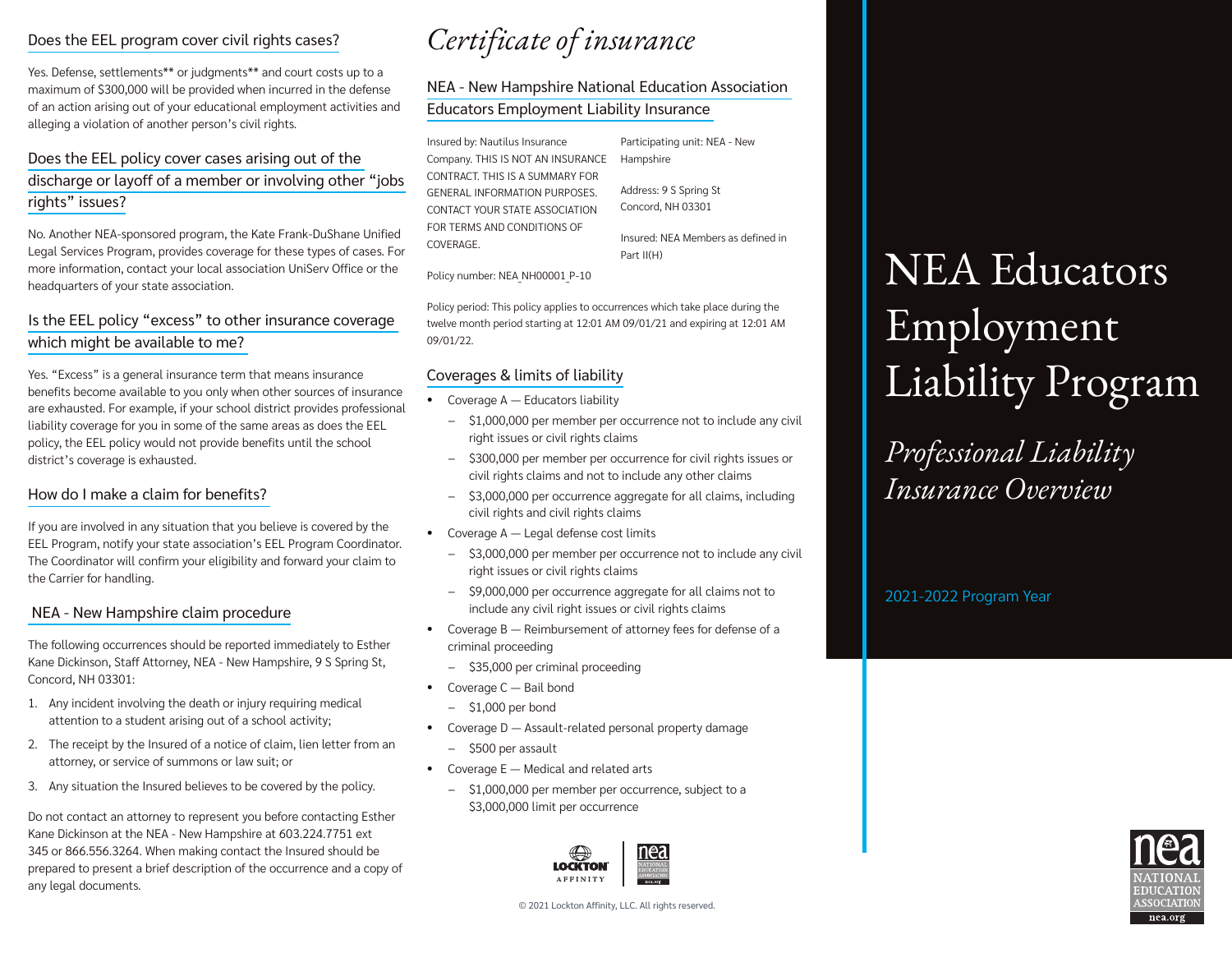## Does the EEL program cover civil rights cases?

Yes. Defense, settlements** or judgments** and court costs up to a maximum of $300,000 will be provided when incurred in the defense of an action arising out of your educational employment activities and alleging a violation of another person's civil rights.

## Does the EEL policy cover cases arising out of the discharge or layoff of a member or involving other "jobs rights" issues?

No. Another NEA-sponsored program, the Kate Frank-DuShane Unified Legal Services Program, provides coverage for these types of cases. For more information, contact your local association UniServ Office or the headquarters of your state association.

## Is the EEL policy "excess" to other insurance coverage which might be available to me?

Yes. "Excess" is a general insurance term that means insurance benefits become available to you only when other sources of insurance are exhausted. For example, if your school district provides professional liability coverage for you in some of the same areas as does the EEL policy, the EEL policy would not provide benefits until the school district's coverage is exhausted.

## How do I make a claim for benefits?

If you are involved in any situation that you believe is covered by the EEL Program, notify your state association's EEL Program Coordinator. The Coordinator will confirm your eligibility and forward your claim to the Carrier for handling.

## NEA - New Hampshire claim procedure

The following occurrences should be reported immediately to Esther Kane Dickinson, Staff Attorney, NEA - New Hampshire, 9 S Spring St, Concord, NH 03301:

1. Any incident involving the death or injury requiring medical attention to a student arising out of a school activity;
2. The receipt by the Insured of a notice of claim, lien letter from an attorney, or service of summons or law suit; or
3. Any situation the Insured believes to be covered by the policy.

Do not contact an attorney to represent you before contacting Esther Kane Dickinson at the NEA - New Hampshire at 603.224.7751 ext 345 or 866.556.3264. When making contact the Insured should be prepared to present a brief description of the occurrence and a copy of any legal documents.

# *Certificate of insurance*

## NEA - New Hampshire National Education Association Educators Employment Liability Insurance

Insured by: Nautilus Insurance Company. THIS IS NOT AN INSURANCE CONTRACT. THIS IS A SUMMARY FOR GENERAL INFORMATION PURPOSES. CONTACT YOUR STATE ASSOCIATION FOR TERMS AND CONDITIONS OF COVERAGE.

Policy number: NEA_NH00001_P-10

Participating unit: NEA - New Hampshire

Address: 9 S Spring St
Concord, NH 03301

Insured: NEA Members as defined in Part II(H)

Policy period: This policy applies to occurrences which take place during the twelve month period starting at 12:01 AM 09/01/21 and expiring at 12:01 AM 09/01/22.

## Coverages & limits of liability

- Coverage A — Educators liability
  - $1,000,000 per member per occurrence not to include any civil right issues or civil rights claims
  - $300,000 per member per occurrence for civil rights issues or civil rights claims and not to include any other claims
  - $3,000,000 per occurrence aggregate for all claims, including civil rights and civil rights claims
- Coverage A — Legal defense cost limits
  - $3,000,000 per member per occurrence not to include any civil right issues or civil rights claims
  - $9,000,000 per occurrence aggregate for all claims not to include any civil right issues or civil rights claims
- Coverage B — Reimbursement of attorney fees for defense of a criminal proceeding
  - $35,000 per criminal proceeding
- Coverage C — Bail bond
  - $1,000 per bond
- Coverage D — Assault-related personal property damage
  - $500 per assault
- Coverage E — Medical and related arts
  - $1,000,000 per member per occurrence, subject to a $3,000,000 limit per occurrence

© 2021 Lockton Affinity, LLC. All rights reserved.

# NEA Educators Employment Liability Program

## *Professional Liability Insurance Overview*

2021-2022 Program Year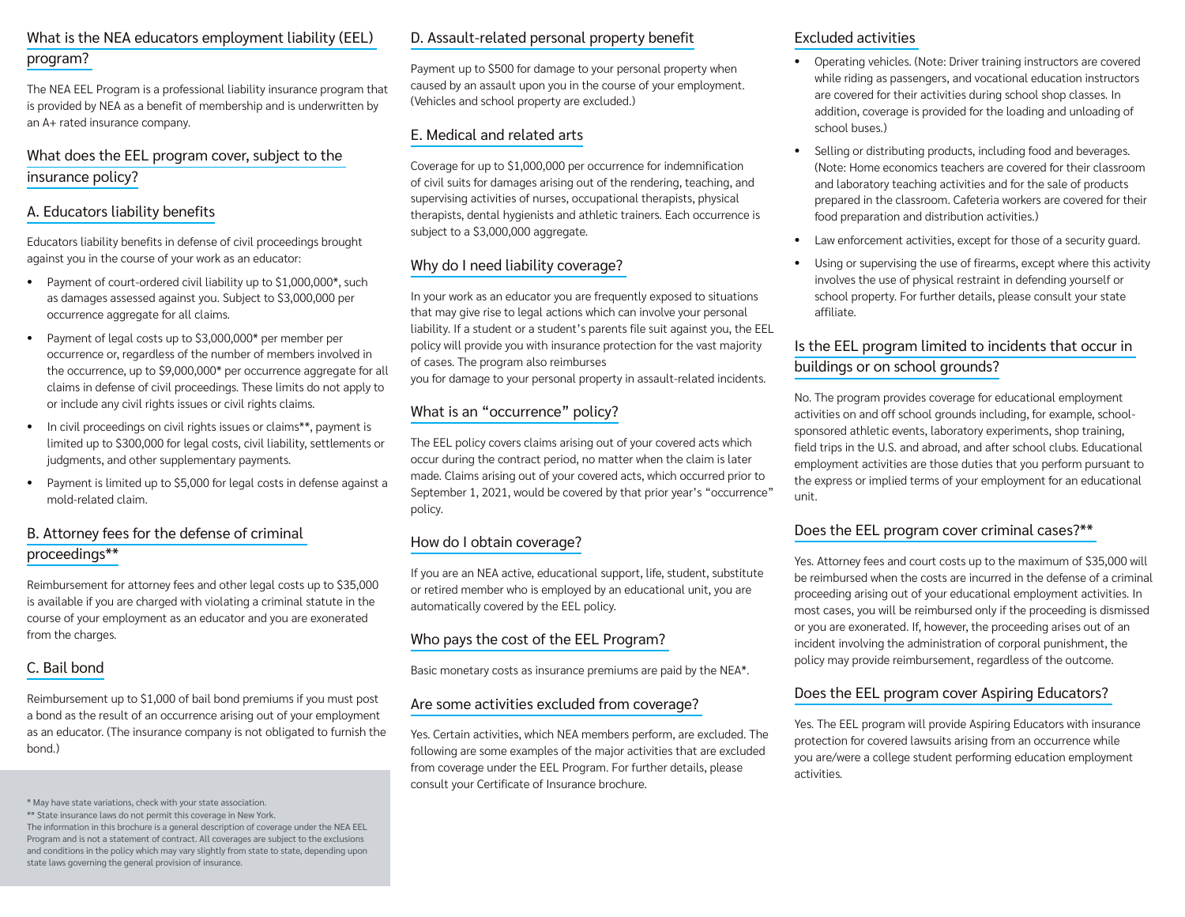## What is the NEA educators employment liability (EEL) program?

The NEA EEL Program is a professional liability insurance program that is provided by NEA as a benefit of membership and is underwritten by an A+ rated insurance company.

## What does the EEL program cover, subject to the insurance policy?

### A. Educators liability benefits

Educators liability benefits in defense of civil proceedings brought against you in the course of your work as an educator:

- Payment of court-ordered civil liability up to $1,000,000*, such as damages assessed against you. Subject to $3,000,000 per occurrence aggregate for all claims.
- Payment of legal costs up to $3,000,000* per member per occurrence or, regardless of the number of members involved in the occurrence, up to $9,000,000* per occurrence aggregate for all claims in defense of civil proceedings. These limits do not apply to or include any civil rights issues or civil rights claims.
- In civil proceedings on civil rights issues or claims**, payment is limited up to $300,000 for legal costs, civil liability, settlements or judgments, and other supplementary payments.
- Payment is limited up to $5,000 for legal costs in defense against a mold-related claim.

### B. Attorney fees for the defense of criminal proceedings**

Reimbursement for attorney fees and other legal costs up to $35,000 is available if you are charged with violating a criminal statute in the course of your employment as an educator and you are exonerated from the charges.

### C. Bail bond

Reimbursement up to $1,000 of bail bond premiums if you must post a bond as the result of an occurrence arising out of your employment as an educator. (The insurance company is not obligated to furnish the bond.)

* May have state variations, check with your state association.
** State insurance laws do not permit this coverage in New York.
The information in this brochure is a general description of coverage under the NEA EEL Program and is not a statement of contract. All coverages are subject to the exclusions and conditions in the policy which may vary slightly from state to state, depending upon state laws governing the general provision of insurance.

### D. Assault-related personal property benefit

Payment up to $500 for damage to your personal property when caused by an assault upon you in the course of your employment. (Vehicles and school property are excluded.)

### E. Medical and related arts

Coverage for up to $1,000,000 per occurrence for indemnification of civil suits for damages arising out of the rendering, teaching, and supervising activities of nurses, occupational therapists, physical therapists, dental hygienists and athletic trainers. Each occurrence is subject to a $3,000,000 aggregate.

## Why do I need liability coverage?

In your work as an educator you are frequently exposed to situations that may give rise to legal actions which can involve your personal liability. If a student or a student's parents file suit against you, the EEL policy will provide you with insurance protection for the vast majority of cases. The program also reimburses you for damage to your personal property in assault-related incidents.

## What is an "occurrence" policy?

The EEL policy covers claims arising out of your covered acts which occur during the contract period, no matter when the claim is later made. Claims arising out of your covered acts, which occurred prior to September 1, 2021, would be covered by that prior year's "occurrence" policy.

## How do I obtain coverage?

If you are an NEA active, educational support, life, student, substitute or retired member who is employed by an educational unit, you are automatically covered by the EEL policy.

## Who pays the cost of the EEL Program?

Basic monetary costs as insurance premiums are paid by the NEA*.

## Are some activities excluded from coverage?

Yes. Certain activities, which NEA members perform, are excluded. The following are some examples of the major activities that are excluded from coverage under the EEL Program. For further details, please consult your Certificate of Insurance brochure.

## Excluded activities

- Operating vehicles. (Note: Driver training instructors are covered while riding as passengers, and vocational education instructors are covered for their activities during school shop classes. In addition, coverage is provided for the loading and unloading of school buses.)
- Selling or distributing products, including food and beverages. (Note: Home economics teachers are covered for their classroom and laboratory teaching activities and for the sale of products prepared in the classroom. Cafeteria workers are covered for their food preparation and distribution activities.)
- Law enforcement activities, except for those of a security guard.
- Using or supervising the use of firearms, except where this activity involves the use of physical restraint in defending yourself or school property. For further details, please consult your state affiliate.

## Is the EEL program limited to incidents that occur in buildings or on school grounds?

No. The program provides coverage for educational employment activities on and off school grounds including, for example, school-sponsored athletic events, laboratory experiments, shop training, field trips in the U.S. and abroad, and after school clubs. Educational employment activities are those duties that you perform pursuant to the express or implied terms of your employment for an educational unit.

## Does the EEL program cover criminal cases?**

Yes. Attorney fees and court costs up to the maximum of $35,000 will be reimbursed when the costs are incurred in the defense of a criminal proceeding arising out of your educational employment activities. In most cases, you will be reimbursed only if the proceeding is dismissed or you are exonerated. If, however, the proceeding arises out of an incident involving the administration of corporal punishment, the policy may provide reimbursement, regardless of the outcome.

## Does the EEL program cover Aspiring Educators?

Yes. The EEL program will provide Aspiring Educators with insurance protection for covered lawsuits arising from an occurrence while you are/were a college student performing education employment activities.